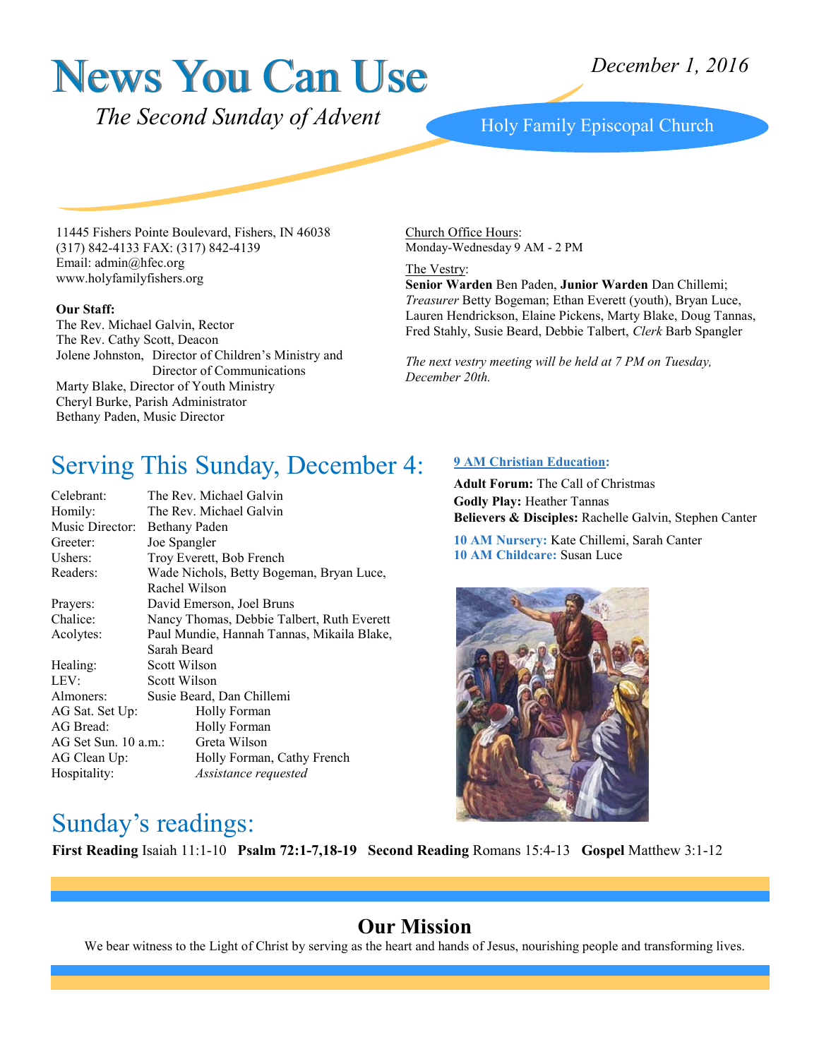# News You Can Use

*December 1, 2016*

*The Second Sunday of Advent*

Holy Family Episcopal Church

11445 Fishers Pointe Boulevard, Fishers, IN 46038
(317) 842-4133 FAX: (317) 842-4139
Email: admin@hfec.org
www.holyfamilyfishers.org

**Our Staff:**
The Rev. Michael Galvin, Rector
The Rev. Cathy Scott, Deacon
Jolene Johnston, Director of Children's Ministry and Director of Communications
Marty Blake, Director of Youth Ministry
Cheryl Burke, Parish Administrator
Bethany Paden, Music Director

Church Office Hours:
Monday-Wednesday 9 AM - 2 PM

The Vestry:
**Senior Warden** Ben Paden, **Junior Warden** Dan Chillemi; *Treasurer* Betty Bogeman; Ethan Everett (youth), Bryan Luce, Lauren Hendrickson, Elaine Pickens, Marty Blake, Doug Tannas, Fred Stahly, Susie Beard, Debbie Talbert, *Clerk* Barb Spangler

*The next vestry meeting will be held at 7 PM on Tuesday, December 20th.*

## Serving This Sunday, December 4:

| | |
|---|---|
| Celebrant: | The Rev. Michael Galvin |
| Homily: | The Rev. Michael Galvin |
| Music Director: | Bethany Paden |
| Greeter: | Joe Spangler |
| Ushers: | Troy Everett, Bob French |
| Readers: | Wade Nichols, Betty Bogeman, Bryan Luce, Rachel Wilson |
| Prayers: | David Emerson, Joel Bruns |
| Chalice: | Nancy Thomas, Debbie Talbert, Ruth Everett |
| Acolytes: | Paul Mundie, Hannah Tannas, Mikaila Blake, Sarah Beard |
| Healing: | Scott Wilson |
| LEV: | Scott Wilson |
| Almoners: | Susie Beard, Dan Chillemi |
| AG Sat. Set Up: | Holly Forman |
| AG Bread: | Holly Forman |
| AG Set Sun. 10 a.m.: | Greta Wilson |
| AG Clean Up: | Holly Forman, Cathy French |
| Hospitality: | *Assistance requested* |

**9 AM Christian Education:**

**Adult Forum:** The Call of Christmas
**Godly Play:** Heather Tannas
**Believers & Disciples:** Rachelle Galvin, Stephen Canter

**10 AM Nursery:** Kate Chillemi, Sarah Canter
**10 AM Childcare:** Susan Luce

## Sunday's readings:

**First Reading** Isaiah 11:1-10 **Psalm 72:1-7,18-19** **Second Reading** Romans 15:4-13 **Gospel** Matthew 3:1-12

## Our Mission

We bear witness to the Light of Christ by serving as the heart and hands of Jesus, nourishing people and transforming lives.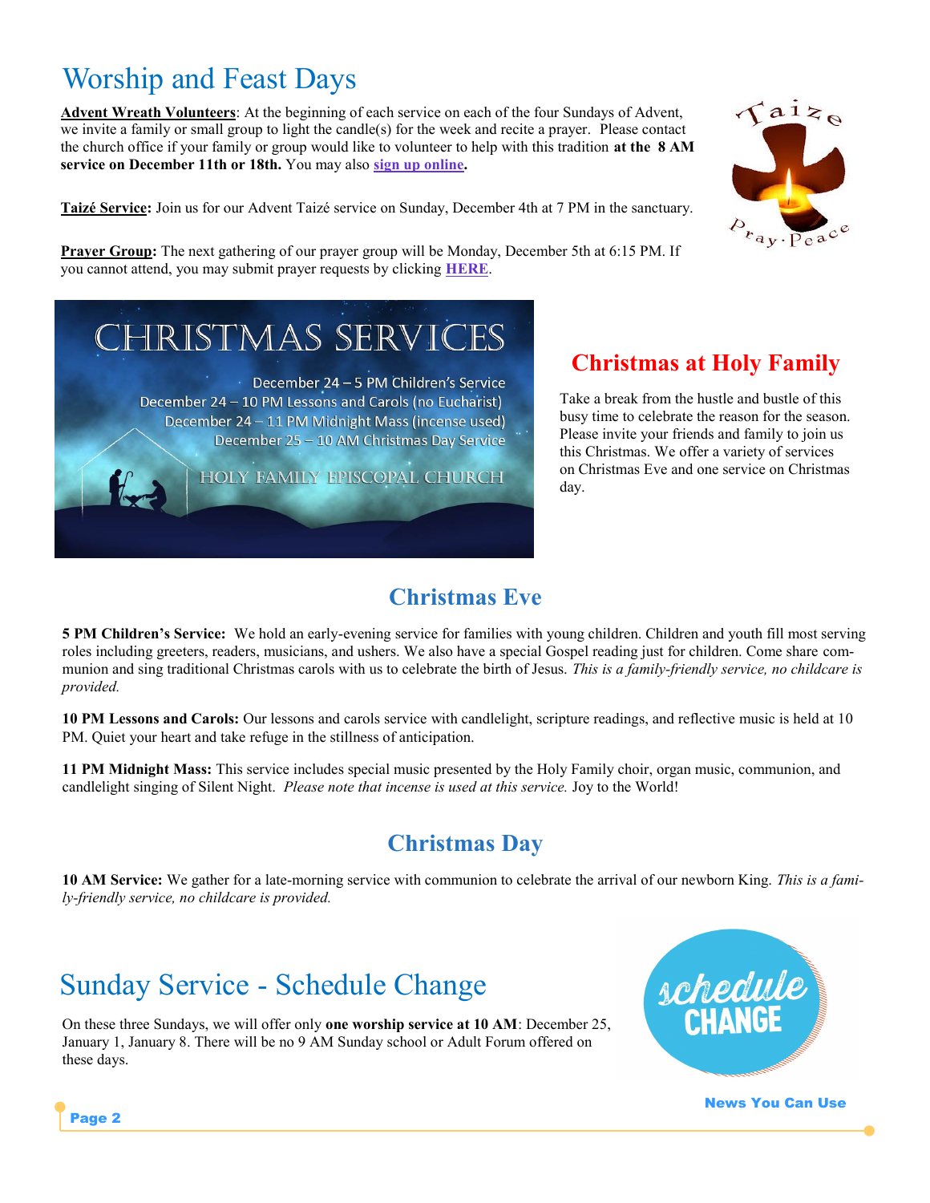# Worship and Feast Days

**Advent Wreath Volunteers**: At the beginning of each service on each of the four Sundays of Advent, we invite a family or small group to light the candle(s) for the week and recite a prayer. Please contact the church office if your family or group would like to volunteer to help with this tradition **at the 8 AM service on December 11th or 18th.** You may also **sign up online**.

**Taizé Service**: Join us for our Advent Taizé service on Sunday, December 4th at 7 PM in the sanctuary.

**Prayer Group:** The next gathering of our prayer group will be Monday, December 5th at 6:15 PM. If you cannot attend, you may submit prayer requests by clicking **HERE**.

CHRISTMAS SERVICES

December 24 – 5 PM Children's Service
December 24 – 10 PM Lessons and Carols (no Eucharist)
December 24 – 11 PM Midnight Mass (incense used)
December 25 – 10 AM Christmas Day Service

HOLY FAMILY EPISCOPAL CHURCH

## Christmas at Holy Family

Take a break from the hustle and bustle of this busy time to celebrate the reason for the season. Please invite your friends and family to join us this Christmas. We offer a variety of services on Christmas Eve and one service on Christmas day.

## Christmas Eve

**5 PM Children's Service:** We hold an early-evening service for families with young children. Children and youth fill most serving roles including greeters, readers, musicians, and ushers. We also have a special Gospel reading just for children. Come share communion and sing traditional Christmas carols with us to celebrate the birth of Jesus. *This is a family-friendly service, no childcare is provided.*

**10 PM Lessons and Carols:** Our lessons and carols service with candlelight, scripture readings, and reflective music is held at 10 PM. Quiet your heart and take refuge in the stillness of anticipation.

**11 PM Midnight Mass:** This service includes special music presented by the Holy Family choir, organ music, communion, and candlelight singing of Silent Night. *Please note that incense is used at this service.* Joy to the World!

## Christmas Day

**10 AM Service:** We gather for a late-morning service with communion to celebrate the arrival of our newborn King. *This is a family-friendly service, no childcare is provided.*

# Sunday Service - Schedule Change

On these three Sundays, we will offer only **one worship service at 10 AM**: December 25, January 1, January 8. There will be no 9 AM Sunday school or Adult Forum offered on these days.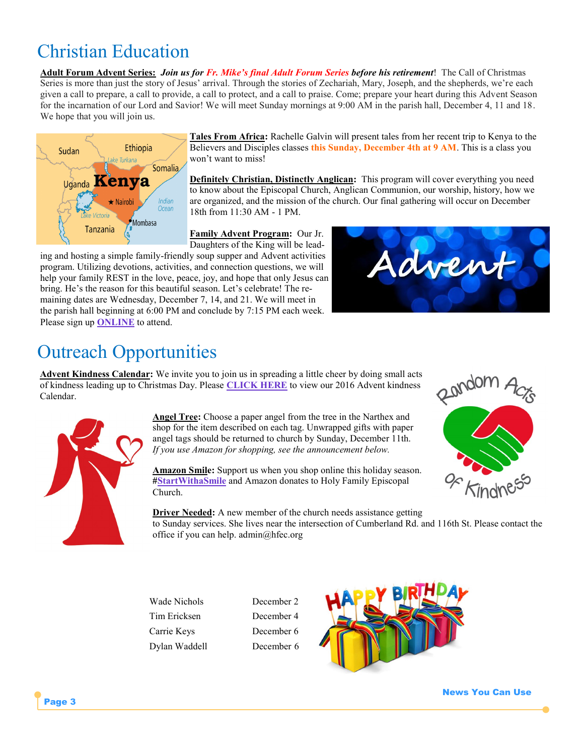# Christian Education

**Adult Forum Advent Series:** ***Join us for Fr. Mike's final Adult Forum Series before his retirement!*** The Call of Christmas Series is more than just the story of Jesus' arrival. Through the stories of Zechariah, Mary, Joseph, and the shepherds, we're each given a call to prepare, a call to provide, a call to protect, and a call to praise. Come; prepare your heart during this Advent Season for the incarnation of our Lord and Savior! We will meet Sunday mornings at 9:00 AM in the parish hall, December 4, 11 and 18. We hope that you will join us.

**Tales From Africa:** Rachelle Galvin will present tales from her recent trip to Kenya to the Believers and Disciples classes **this Sunday, December 4th at 9 AM**. This is a class you won't want to miss!

**Definitely Christian, Distinctly Anglican:** This program will cover everything you need to know about the Episcopal Church, Anglican Communion, our worship, history, how we are organized, and the mission of the church. Our final gathering will occur on December 18th from 11:30 AM - 1 PM.

**Family Advent Program:** Our Jr. Daughters of the King will be leading and hosting a simple family-friendly soup supper and Advent activities program. Utilizing devotions, activities, and connection questions, we will help your family REST in the love, peace, joy, and hope that only Jesus can bring. He's the reason for this beautiful season. Let's celebrate! The remaining dates are Wednesday, December 7, 14, and 21. We will meet in the parish hall beginning at 6:00 PM and conclude by 7:15 PM each week. Please sign up **ONLINE** to attend.

# Outreach Opportunities

**Advent Kindness Calendar:** We invite you to join us in spreading a little cheer by doing small acts of kindness leading up to Christmas Day. Please **CLICK HERE** to view our 2016 Advent kindness Calendar.

**Angel Tree:** Choose a paper angel from the tree in the Narthex and shop for the item described on each tag. Unwrapped gifts with paper angel tags should be returned to church by Sunday, December 11th. *If you use Amazon for shopping, see the announcement below.*

**Amazon Smile:** Support us when you shop online this holiday season. **#StartWithaSmile** and Amazon donates to Holy Family Episcopal Church.

**Driver Needed:** A new member of the church needs assistance getting to Sunday services. She lives near the intersection of Cumberland Rd. and 116th St. Please contact the office if you can help. admin@hfec.org

| | |
|---|---|
| Wade Nichols | December 2 |
| Tim Ericksen | December 4 |
| Carrie Keys | December 6 |
| Dylan Waddell | December 6 |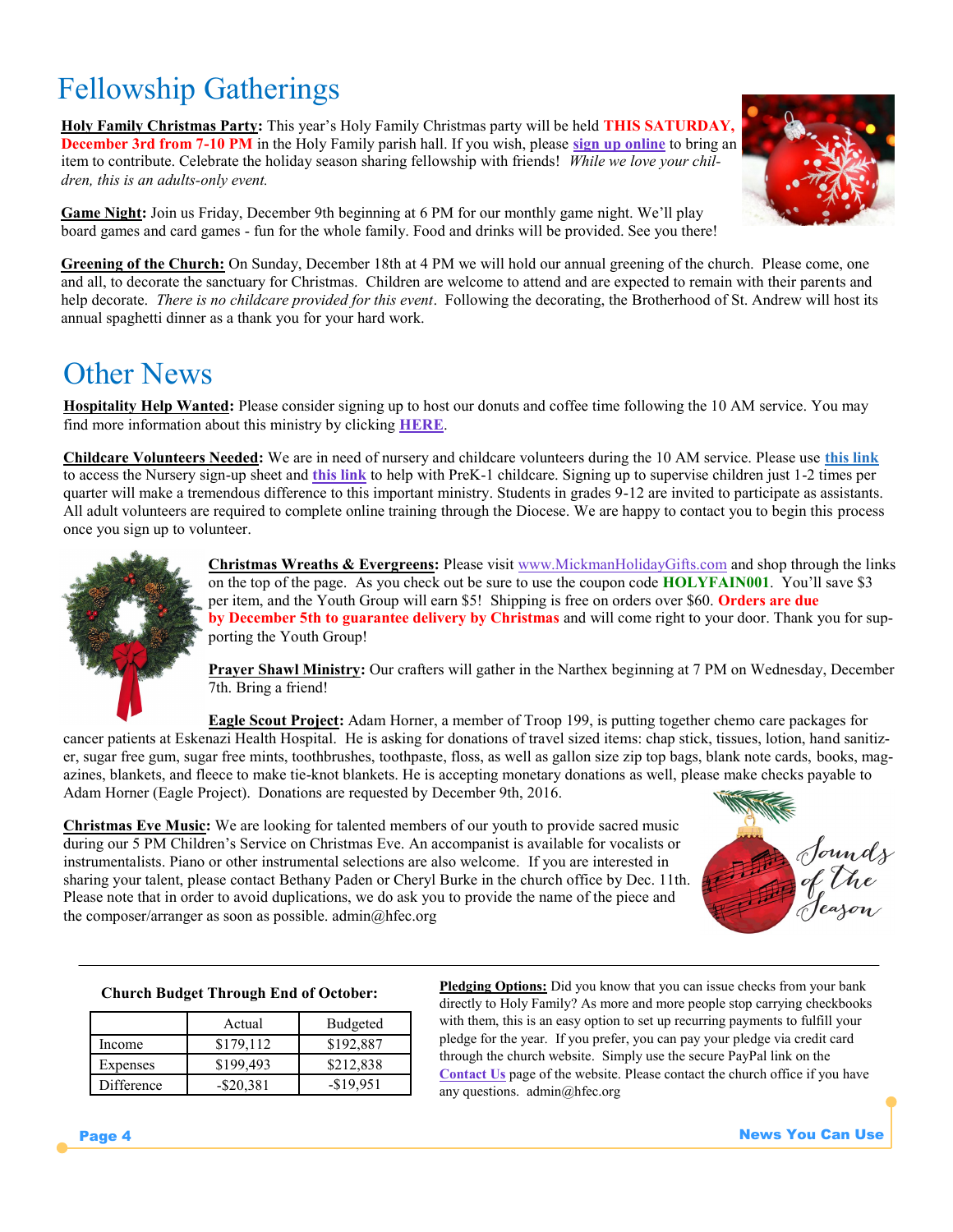// Fellowship Gatherings

# Fellowship Gatherings

**Holy Family Christmas Party:** This year's Holy Family Christmas party will be held **THIS SATURDAY, December 3rd from 7-10 PM** in the Holy Family parish hall. If you wish, please **sign up online** to bring an item to contribute. Celebrate the holiday season sharing fellowship with friends! *While we love your children, this is an adults-only event.*

**Game Night:** Join us Friday, December 9th beginning at 6 PM for our monthly game night. We'll play board games and card games - fun for the whole family. Food and drinks will be provided. See you there!

**Greening of the Church:** On Sunday, December 18th at 4 PM we will hold our annual greening of the church. Please come, one and all, to decorate the sanctuary for Christmas. Children are welcome to attend and are expected to remain with their parents and help decorate. *There is no childcare provided for this event*. Following the decorating, the Brotherhood of St. Andrew will host its annual spaghetti dinner as a thank you for your hard work.

# Other News

**Hospitality Help Wanted:** Please consider signing up to host our donuts and coffee time following the 10 AM service. You may find more information about this ministry by clicking **HERE**.

**Childcare Volunteers Needed:** We are in need of nursery and childcare volunteers during the 10 AM service. Please use **this link** to access the Nursery sign-up sheet and **this link** to help with PreK-1 childcare. Signing up to supervise children just 1-2 times per quarter will make a tremendous difference to this important ministry. Students in grades 9-12 are invited to participate as assistants. All adult volunteers are required to complete online training through the Diocese. We are happy to contact you to begin this process once you sign up to volunteer.

**Christmas Wreaths & Evergreens:** Please visit www.MickmanHolidayGifts.com and shop through the links on the top of the page. As you check out be sure to use the coupon code **HOLYFAIN001**. You'll save $3 per item, and the Youth Group will earn $5! Shipping is free on orders over $60. **Orders are due by December 5th to guarantee delivery by Christmas** and will come right to your door. Thank you for supporting the Youth Group!

**Prayer Shawl Ministry:** Our crafters will gather in the Narthex beginning at 7 PM on Wednesday, December 7th. Bring a friend!

**Eagle Scout Project:** Adam Horner, a member of Troop 199, is putting together chemo care packages for cancer patients at Eskenazi Health Hospital. He is asking for donations of travel sized items: chap stick, tissues, lotion, hand sanitizer, sugar free gum, sugar free mints, toothbrushes, toothpaste, floss, as well as gallon size zip top bags, blank note cards, books, magazines, blankets, and fleece to make tie-knot blankets. He is accepting monetary donations as well, please make checks payable to Adam Horner (Eagle Project). Donations are requested by December 9th, 2016.

**Christmas Eve Music:** We are looking for talented members of our youth to provide sacred music during our 5 PM Children's Service on Christmas Eve. An accompanist is available for vocalists or instrumentalists. Piano or other instrumental selections are also welcome. If you are interested in sharing your talent, please contact Bethany Paden or Cheryl Burke in the church office by Dec. 11th. Please note that in order to avoid duplications, we do ask you to provide the name of the piece and the composer/arranger as soon as possible. admin@hfec.org

Sounds of the Season

**Church Budget Through End of October:**

| | Actual | Budgeted |
|---|---|---|
| Income | $179,112 | $192,887 |
| Expenses | $199,493 | $212,838 |
| Difference | -$20,381 | -$19,951 |

**Pledging Options:** Did you know that you can issue checks from your bank directly to Holy Family? As more and more people stop carrying checkbooks with them, this is an easy option to set up recurring payments to fulfill your pledge for the year. If you prefer, you can pay your pledge via credit card through the church website. Simply use the secure PayPal link on the **Contact Us** page of the website. Please contact the church office if you have any questions. admin@hfec.org